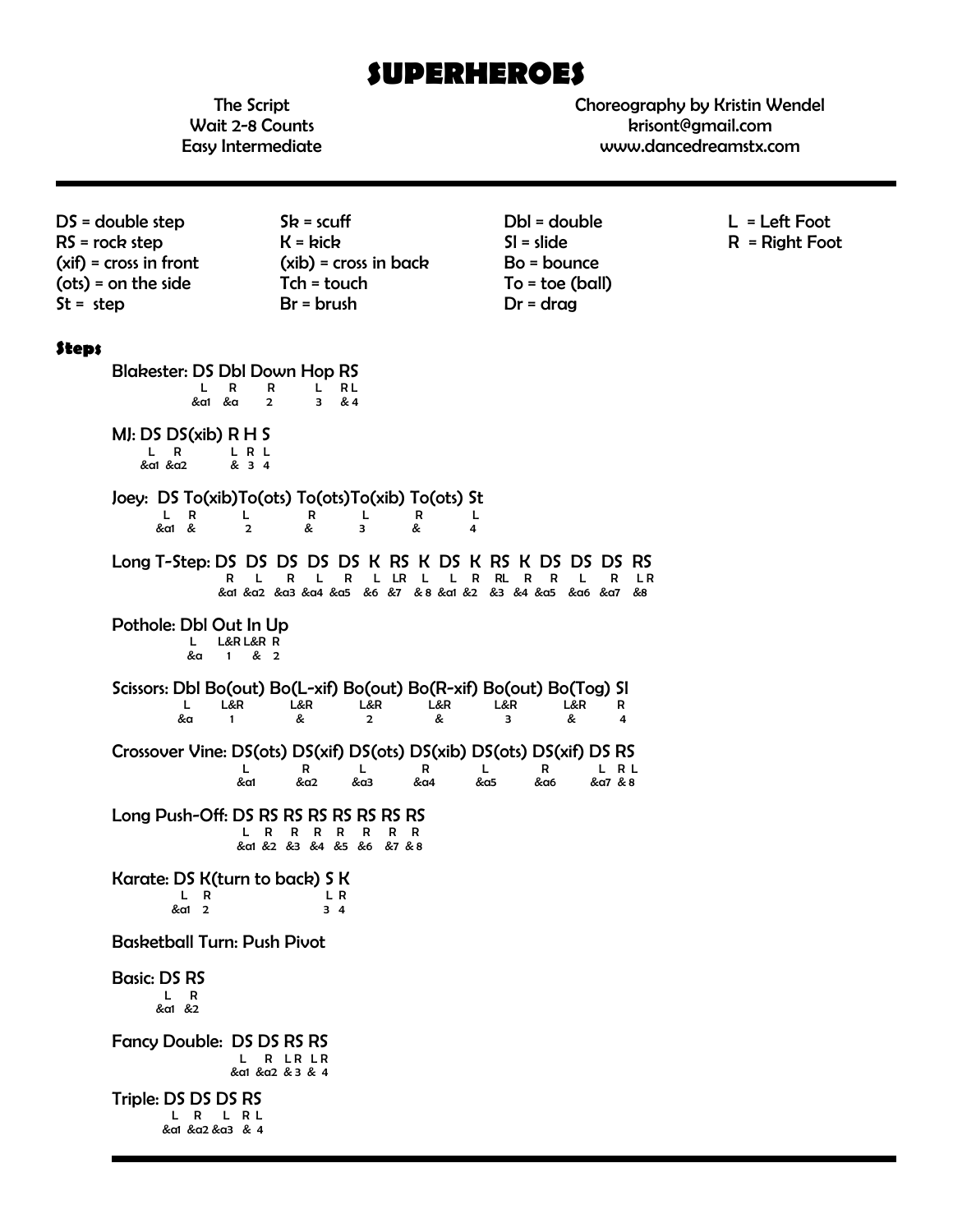# SUPERHEROES

The Script
Wait 2-8 Counts
Easy Intermediate

Choreography by Kristin Wendel
krisont@gmail.com
www.dancedreamstx.com

---

| | | | |
|---|---|---|---|
| DS = double step | Sk = scuff | Dbl = double | L = Left Foot |
| RS = rock step | K = kick | Sl = slide | R = Right Foot |
| (xif) = cross in front | (xib) = cross in back | Bo = bounce | |
| (ots) = on the side | Tch = touch | To = toe (ball) | |
| St = step | Br = brush | Dr = drag | |

## Steps

```
Blakester: DS Dbl Down Hop RS
           L   R    R    L  RL
          &a1 &a    2    3  & 4

MJ: DS DS(xib) R H S
    L   R      L R L
   &a1 &a2     & 3 4

Joey:  DS To(xib)To(ots) To(ots)To(xib) To(ots) St
       L   R      L       R      L       R      L
      &a1  &      2       &      3       &      4

Long T-Step: DS  DS  DS  DS  DS  K  RS  K  DS  K  RS  K  DS  DS  DS  RS
             R   L   R   L   R   L  LR  L  L   R  RL  R  R   L   R   LR
             &a1 &a2 &a3 &a4 &a5 &6 &7  & 8 &a1 &2 &3 &4 &a5 &a6 &a7 &8

Pothole: Dbl Out In Up
          L  L&R L&R R
         &a   1   &  2

Scissors: Dbl Bo(out) Bo(L-xif) Bo(out) Bo(R-xif) Bo(out) Bo(Tog) Sl
           L    L&R      L&R      L&R      L&R      L&R     L&R    R
          &a     1        &        2        &        3       &     4

Crossover Vine: DS(ots) DS(xif) DS(ots) DS(xib) DS(ots) DS(xif) DS RS
                  L       R       L       R       L       R     L  RL
                 &a1     &a2     &a3     &a4     &a5     &a6   &a7 & 8

Long Push-Off: DS RS RS RS RS RS RS RS
               L  R  R  R  R  R  R  R
              &a1 &2 &3 &4 &5 &6 &7 & 8

Karate: DS K(turn to back) S K
        L  R               L R
       &a1 2               3 4
```

Basketball Turn: Push Pivot

```
Basic: DS RS
       L   R
      &a1 &2

Fancy Double:  DS DS RS RS
               L   R  LR LR
              &a1 &a2 & 3 & 4

Triple: DS DS DS RS
        L   R   L  RL
       &a1 &a2 &a3 & 4
```

---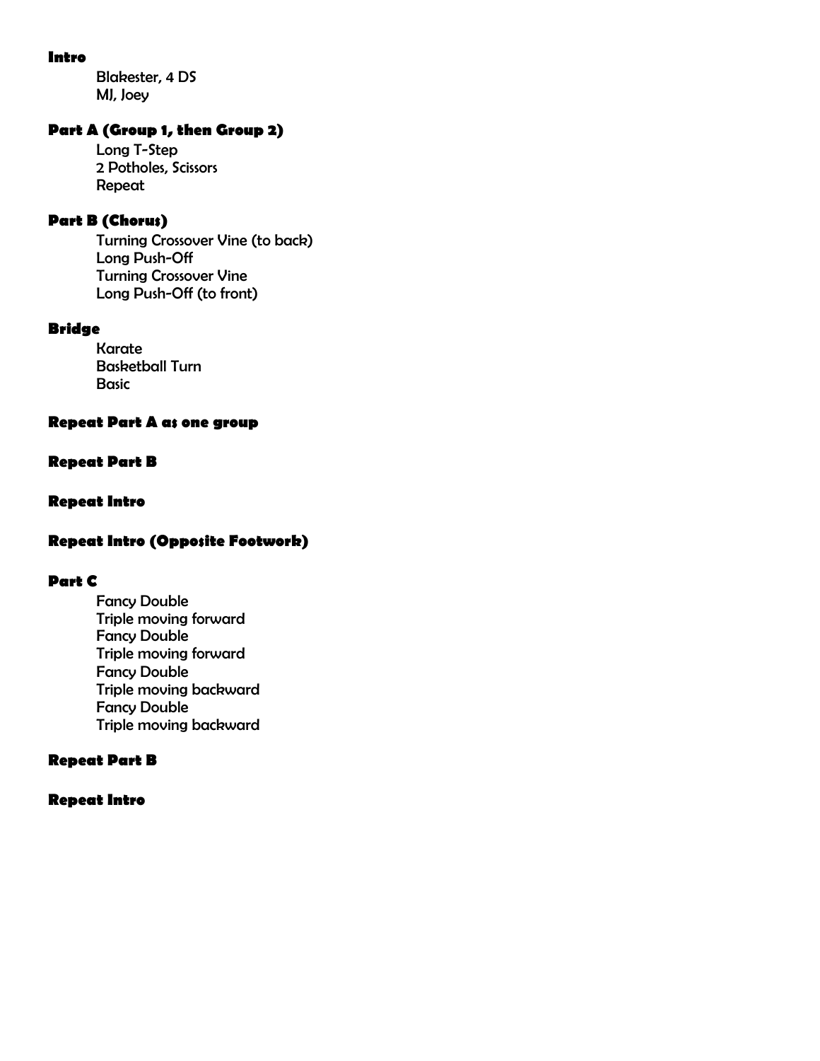**Intro**

Blakester, 4 DS
MJ, Joey

**Part A (Group 1, then Group 2)**

Long T-Step
2 Potholes, Scissors
Repeat

**Part B (Chorus)**

Turning Crossover Vine (to back)
Long Push-Off
Turning Crossover Vine
Long Push-Off (to front)

**Bridge**

Karate
Basketball Turn
Basic

**Repeat Part A as one group**

**Repeat Part B**

**Repeat Intro**

**Repeat Intro (Opposite Footwork)**

**Part C**

Fancy Double
Triple moving forward
Fancy Double
Triple moving forward
Fancy Double
Triple moving backward
Fancy Double
Triple moving backward

**Repeat Part B**

**Repeat Intro**